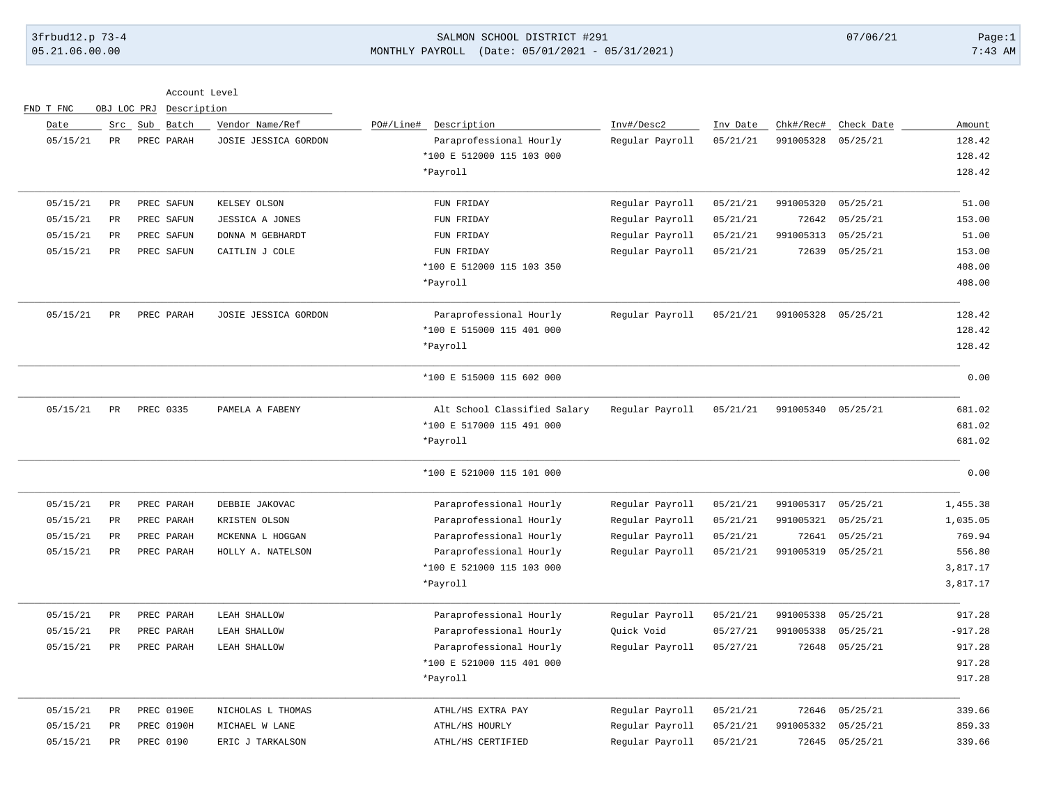SALMON SCHOOL DISTRICT #291

MONTHLY PAYROLL (Date: 05/01/2021 - 05/31/2021)

3frbud12.p 73-4 | 05.21.06.00.00 | 07/06/21 | 7:43 AM

| Date | Src | Sub | Batch | Vendor Name/Ref | PO#/Line# | Description | Inv#/Desc2 | Inv Date | Chk#/Rec# | Check Date | Amount |
|---|---|---|---|---|---|---|---|---|---|---|---|
| 05/15/21 | PR | PREC | PARAH | JOSIE JESSICA GORDON | | Paraprofessional Hourly | Regular Payroll | 05/21/21 | 991005328 | 05/25/21 | 128.42 |
| | | | | | | *100 E 512000 115 103 000 | | | | | 128.42 |
| | | | | | | *Payroll | | | | | 128.42 |
| 05/15/21 | PR | PREC | SAFUN | KELSEY OLSON | | FUN FRIDAY | Regular Payroll | 05/21/21 | 991005320 | 05/25/21 | 51.00 |
| 05/15/21 | PR | PREC | SAFUN | JESSICA A JONES | | FUN FRIDAY | Regular Payroll | 05/21/21 | 72642 | 05/25/21 | 153.00 |
| 05/15/21 | PR | PREC | SAFUN | DONNA M GEBHARDT | | FUN FRIDAY | Regular Payroll | 05/21/21 | 991005313 | 05/25/21 | 51.00 |
| 05/15/21 | PR | PREC | SAFUN | CAITLIN J COLE | | FUN FRIDAY | Regular Payroll | 05/21/21 | 72639 | 05/25/21 | 153.00 |
| | | | | | | *100 E 512000 115 103 350 | | | | | 408.00 |
| | | | | | | *Payroll | | | | | 408.00 |
| 05/15/21 | PR | PREC | PARAH | JOSIE JESSICA GORDON | | Paraprofessional Hourly | Regular Payroll | 05/21/21 | 991005328 | 05/25/21 | 128.42 |
| | | | | | | *100 E 515000 115 401 000 | | | | | 128.42 |
| | | | | | | *Payroll | | | | | 128.42 |
| | | | | | | *100 E 515000 115 602 000 | | | | | 0.00 |
| 05/15/21 | PR | PREC | 0335 | PAMELA A FABENY | | Alt School Classified Salary | Regular Payroll | 05/21/21 | 991005340 | 05/25/21 | 681.02 |
| | | | | | | *100 E 517000 115 491 000 | | | | | 681.02 |
| | | | | | | *Payroll | | | | | 681.02 |
| | | | | | | *100 E 521000 115 101 000 | | | | | 0.00 |
| 05/15/21 | PR | PREC | PARAH | DEBBIE JAKOVAC | | Paraprofessional Hourly | Regular Payroll | 05/21/21 | 991005317 | 05/25/21 | 1,455.38 |
| 05/15/21 | PR | PREC | PARAH | KRISTEN OLSON | | Paraprofessional Hourly | Regular Payroll | 05/21/21 | 991005321 | 05/25/21 | 1,035.05 |
| 05/15/21 | PR | PREC | PARAH | MCKENNA L HOGGAN | | Paraprofessional Hourly | Regular Payroll | 05/21/21 | 72641 | 05/25/21 | 769.94 |
| 05/15/21 | PR | PREC | PARAH | HOLLY A. NATELSON | | Paraprofessional Hourly | Regular Payroll | 05/21/21 | 991005319 | 05/25/21 | 556.80 |
| | | | | | | *100 E 521000 115 103 000 | | | | | 3,817.17 |
| | | | | | | *Payroll | | | | | 3,817.17 |
| 05/15/21 | PR | PREC | PARAH | LEAH SHALLOW | | Paraprofessional Hourly | Regular Payroll | 05/21/21 | 991005338 | 05/25/21 | 917.28 |
| 05/15/21 | PR | PREC | PARAH | LEAH SHALLOW | | Paraprofessional Hourly | Quick Void | 05/27/21 | 991005338 | 05/25/21 | -917.28 |
| 05/15/21 | PR | PREC | PARAH | LEAH SHALLOW | | Paraprofessional Hourly | Regular Payroll | 05/27/21 | 72648 | 05/25/21 | 917.28 |
| | | | | | | *100 E 521000 115 401 000 | | | | | 917.28 |
| | | | | | | *Payroll | | | | | 917.28 |
| 05/15/21 | PR | PREC | 0190E | NICHOLAS L THOMAS | | ATHL/HS EXTRA PAY | Regular Payroll | 05/21/21 | 72646 | 05/25/21 | 339.66 |
| 05/15/21 | PR | PREC | 0190H | MICHAEL W LANE | | ATHL/HS HOURLY | Regular Payroll | 05/21/21 | 991005332 | 05/25/21 | 859.33 |
| 05/15/21 | PR | PREC | 0190 | ERIC J TARKALSON | | ATHL/HS CERTIFIED | Regular Payroll | 05/21/21 | 72645 | 05/25/21 | 339.66 |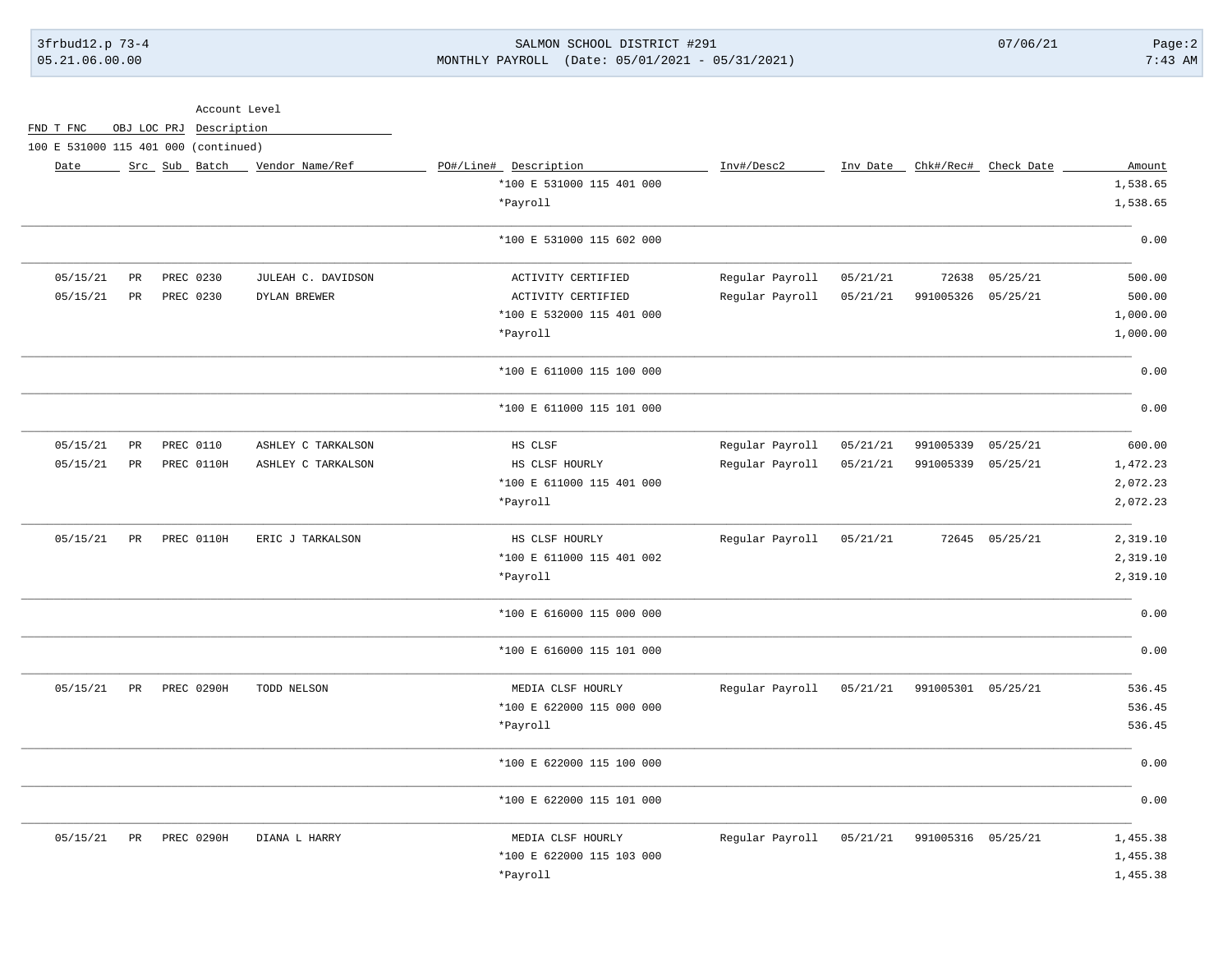Account Level

FND T FNC OBJ LOC PRJ Description

100 E 531000 115 401 000 (continued)

| Date | Src | Sub | Batch | Vendor Name/Ref | PO#/Line# | Description | Inv#/Desc2 | Inv Date | Chk#/Rec# | Check Date | Amount |
|---|---|---|---|---|---|---|---|---|---|---|---|
| | | | | | | *100 E 531000 115 401 000 | | | | | 1,538.65 |
| | | | | | | *Payroll | | | | | 1,538.65 |
| | | | | | | *100 E 531000 115 602 000 | | | | | 0.00 |
| 05/15/21 | PR | | PREC 0230 | JULEAH C. DAVIDSON | | ACTIVITY CERTIFIED | Regular Payroll | 05/21/21 | 72638 | 05/25/21 | 500.00 |
| 05/15/21 | PR | | PREC 0230 | DYLAN BREWER | | ACTIVITY CERTIFIED | Regular Payroll | 05/21/21 | 991005326 | 05/25/21 | 500.00 |
| | | | | | | *100 E 532000 115 401 000 | | | | | 1,000.00 |
| | | | | | | *Payroll | | | | | 1,000.00 |
| | | | | | | *100 E 611000 115 100 000 | | | | | 0.00 |
| | | | | | | *100 E 611000 115 101 000 | | | | | 0.00 |
| 05/15/21 | PR | | PREC 0110 | ASHLEY C TARKALSON | | HS CLSF | Regular Payroll | 05/21/21 | 991005339 | 05/25/21 | 600.00 |
| 05/15/21 | PR | | PREC 0110H | ASHLEY C TARKALSON | | HS CLSF HOURLY | Regular Payroll | 05/21/21 | 991005339 | 05/25/21 | 1,472.23 |
| | | | | | | *100 E 611000 115 401 000 | | | | | 2,072.23 |
| | | | | | | *Payroll | | | | | 2,072.23 |
| 05/15/21 | PR | | PREC 0110H | ERIC J TARKALSON | | HS CLSF HOURLY | Regular Payroll | 05/21/21 | 72645 | 05/25/21 | 2,319.10 |
| | | | | | | *100 E 611000 115 401 002 | | | | | 2,319.10 |
| | | | | | | *Payroll | | | | | 2,319.10 |
| | | | | | | *100 E 616000 115 000 000 | | | | | 0.00 |
| | | | | | | *100 E 616000 115 101 000 | | | | | 0.00 |
| 05/15/21 | PR | | PREC 0290H | TODD NELSON | | MEDIA CLSF HOURLY | Regular Payroll | 05/21/21 | 991005301 | 05/25/21 | 536.45 |
| | | | | | | *100 E 622000 115 000 000 | | | | | 536.45 |
| | | | | | | *Payroll | | | | | 536.45 |
| | | | | | | *100 E 622000 115 100 000 | | | | | 0.00 |
| | | | | | | *100 E 622000 115 101 000 | | | | | 0.00 |
| 05/15/21 | PR | | PREC 0290H | DIANA L HARRY | | MEDIA CLSF HOURLY | Regular Payroll | 05/21/21 | 991005316 | 05/25/21 | 1,455.38 |
| | | | | | | *100 E 622000 115 103 000 | | | | | 1,455.38 |
| | | | | | | *Payroll | | | | | 1,455.38 |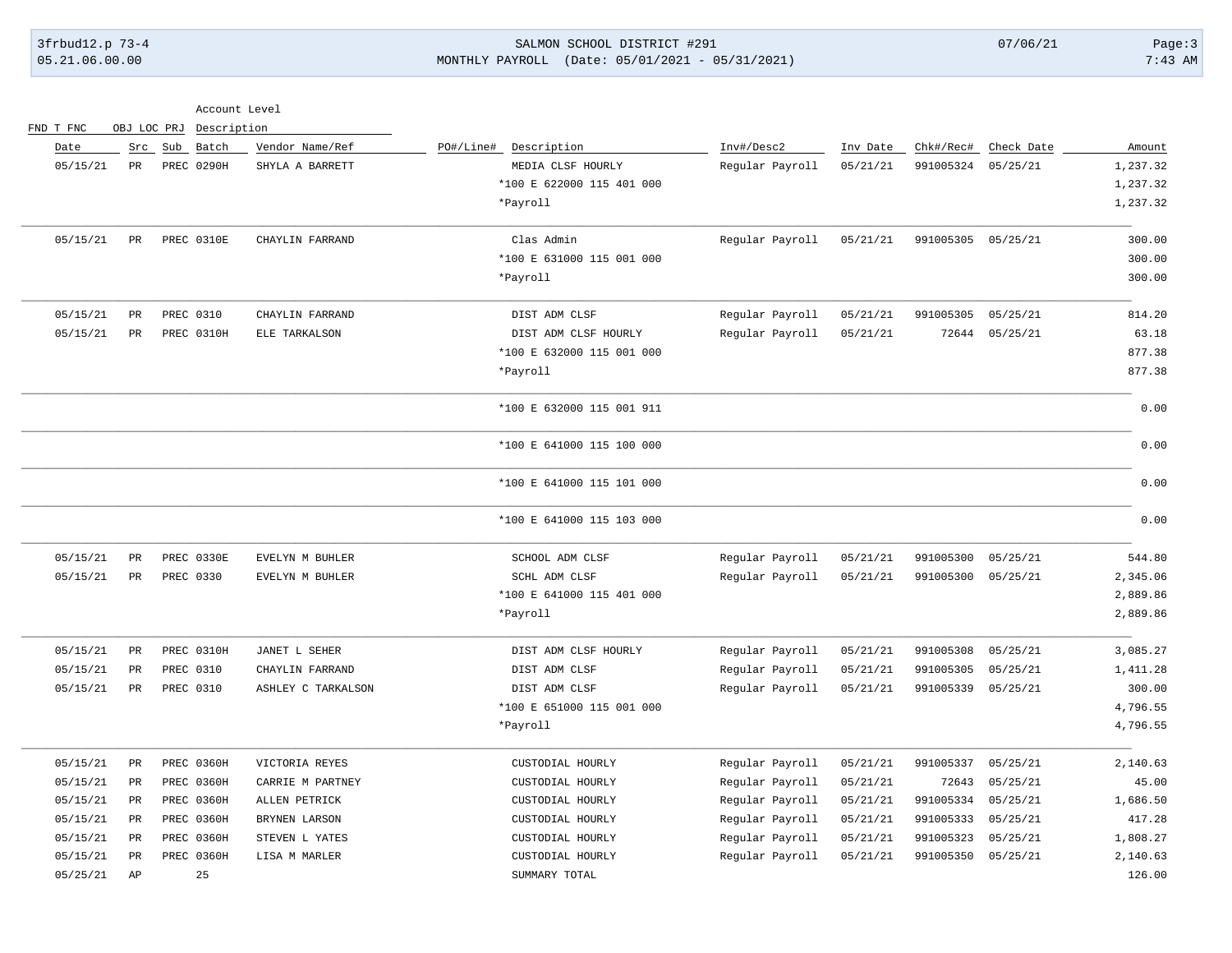| Date | Src | Sub | Batch | Vendor Name/Ref | PO#/Line# | Description | Inv#/Desc2 | Inv Date | Chk#/Rec# | Check Date | Amount |
|---|---|---|---|---|---|---|---|---|---|---|---|
| 05/15/21 | PR | PREC | 0290H | SHYLA A BARRETT | | MEDIA CLSF HOURLY | Regular Payroll | 05/21/21 | 991005324 | 05/25/21 | 1,237.32 |
| | | | | | | *100 E 622000 115 401 000 | | | | | 1,237.32 |
| | | | | | | *Payroll | | | | | 1,237.32 |
| 05/15/21 | PR | PREC | 0310E | CHAYLIN FARRAND | | Clas Admin | Regular Payroll | 05/21/21 | 991005305 | 05/25/21 | 300.00 |
| | | | | | | *100 E 631000 115 001 000 | | | | | 300.00 |
| | | | | | | *Payroll | | | | | 300.00 |
| 05/15/21 | PR | PREC | 0310 | CHAYLIN FARRAND | | DIST ADM CLSF | Regular Payroll | 05/21/21 | 991005305 | 05/25/21 | 814.20 |
| 05/15/21 | PR | PREC | 0310H | ELE TARKALSON | | DIST ADM CLSF HOURLY | Regular Payroll | 05/21/21 | 72644 | 05/25/21 | 63.18 |
| | | | | | | *100 E 632000 115 001 000 | | | | | 877.38 |
| | | | | | | *Payroll | | | | | 877.38 |
| | | | | | | *100 E 632000 115 001 911 | | | | | 0.00 |
| | | | | | | *100 E 641000 115 100 000 | | | | | 0.00 |
| | | | | | | *100 E 641000 115 101 000 | | | | | 0.00 |
| | | | | | | *100 E 641000 115 103 000 | | | | | 0.00 |
| 05/15/21 | PR | PREC | 0330E | EVELYN M BUHLER | | SCHOOL ADM CLSF | Regular Payroll | 05/21/21 | 991005300 | 05/25/21 | 544.80 |
| 05/15/21 | PR | PREC | 0330 | EVELYN M BUHLER | | SCHL ADM CLSF | Regular Payroll | 05/21/21 | 991005300 | 05/25/21 | 2,345.06 |
| | | | | | | *100 E 641000 115 401 000 | | | | | 2,889.86 |
| | | | | | | *Payroll | | | | | 2,889.86 |
| 05/15/21 | PR | PREC | 0310H | JANET L SEHER | | DIST ADM CLSF HOURLY | Regular Payroll | 05/21/21 | 991005308 | 05/25/21 | 3,085.27 |
| 05/15/21 | PR | PREC | 0310 | CHAYLIN FARRAND | | DIST ADM CLSF | Regular Payroll | 05/21/21 | 991005305 | 05/25/21 | 1,411.28 |
| 05/15/21 | PR | PREC | 0310 | ASHLEY C TARKALSON | | DIST ADM CLSF | Regular Payroll | 05/21/21 | 991005339 | 05/25/21 | 300.00 |
| | | | | | | *100 E 651000 115 001 000 | | | | | 4,796.55 |
| | | | | | | *Payroll | | | | | 4,796.55 |
| 05/15/21 | PR | PREC | 0360H | VICTORIA REYES | | CUSTODIAL HOURLY | Regular Payroll | 05/21/21 | 991005337 | 05/25/21 | 2,140.63 |
| 05/15/21 | PR | PREC | 0360H | CARRIE M PARTNEY | | CUSTODIAL HOURLY | Regular Payroll | 05/21/21 | 72643 | 05/25/21 | 45.00 |
| 05/15/21 | PR | PREC | 0360H | ALLEN PETRICK | | CUSTODIAL HOURLY | Regular Payroll | 05/21/21 | 991005334 | 05/25/21 | 1,686.50 |
| 05/15/21 | PR | PREC | 0360H | BRYNEN LARSON | | CUSTODIAL HOURLY | Regular Payroll | 05/21/21 | 991005333 | 05/25/21 | 417.28 |
| 05/15/21 | PR | PREC | 0360H | STEVEN L YATES | | CUSTODIAL HOURLY | Regular Payroll | 05/21/21 | 991005323 | 05/25/21 | 1,808.27 |
| 05/15/21 | PR | PREC | 0360H | LISA M MARLER | | CUSTODIAL HOURLY | Regular Payroll | 05/21/21 | 991005350 | 05/25/21 | 2,140.63 |
| 05/25/21 | AP | | 25 | | | SUMMARY TOTAL | | | | | 126.00 |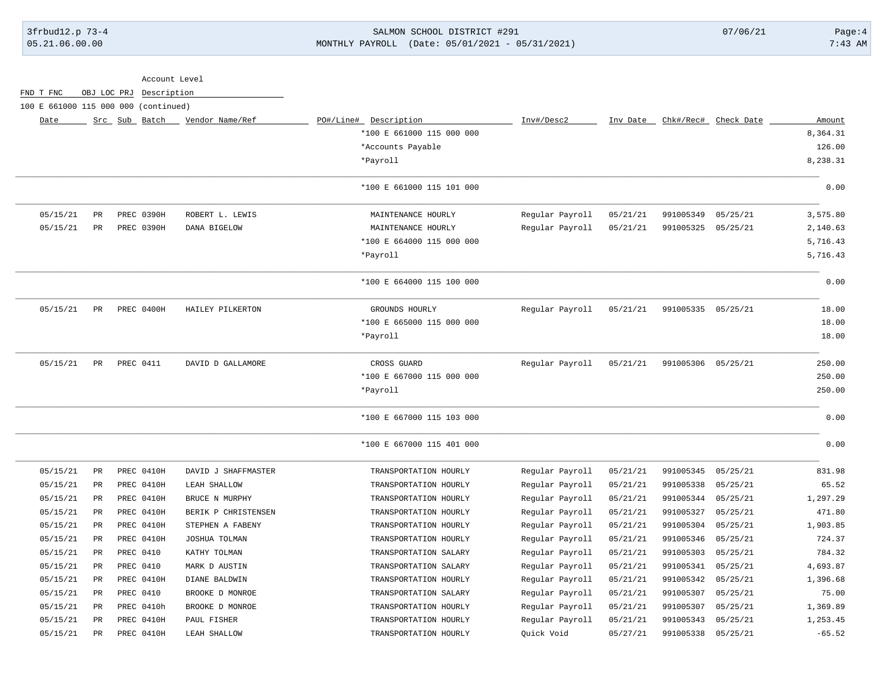Account Level

FND T FNC OBJ LOC PRJ Description

100 E 661000 115 000 000 (continued)

| Date | Src | Sub | Batch | Vendor Name/Ref | PO#/Line# | Description | Inv#/Desc2 | Inv Date | Chk#/Rec# | Check Date | Amount |
|---|---|---|---|---|---|---|---|---|---|---|---|
| | | | | | | *100 E 661000 115 000 000 | | | | | 8,364.31 |
| | | | | | | *Accounts Payable | | | | | 126.00 |
| | | | | | | *Payroll | | | | | 8,238.31 |
| | | | | | | *100 E 661000 115 101 000 | | | | | 0.00 |
| 05/15/21 | PR | PREC | 0390H | ROBERT L. LEWIS | | MAINTENANCE HOURLY | Regular Payroll | 05/21/21 | 991005349 | 05/25/21 | 3,575.80 |
| 05/15/21 | PR | PREC | 0390H | DANA BIGELOW | | MAINTENANCE HOURLY | Regular Payroll | 05/21/21 | 991005325 | 05/25/21 | 2,140.63 |
| | | | | | | *100 E 664000 115 000 000 | | | | | 5,716.43 |
| | | | | | | *Payroll | | | | | 5,716.43 |
| | | | | | | *100 E 664000 115 100 000 | | | | | 0.00 |
| 05/15/21 | PR | PREC | 0400H | HAILEY PILKERTON | | GROUNDS HOURLY | Regular Payroll | 05/21/21 | 991005335 | 05/25/21 | 18.00 |
| | | | | | | *100 E 665000 115 000 000 | | | | | 18.00 |
| | | | | | | *Payroll | | | | | 18.00 |
| 05/15/21 | PR | PREC | 0411 | DAVID D GALLAMORE | | CROSS GUARD | Regular Payroll | 05/21/21 | 991005306 | 05/25/21 | 250.00 |
| | | | | | | *100 E 667000 115 000 000 | | | | | 250.00 |
| | | | | | | *Payroll | | | | | 250.00 |
| | | | | | | *100 E 667000 115 103 000 | | | | | 0.00 |
| | | | | | | *100 E 667000 115 401 000 | | | | | 0.00 |
| 05/15/21 | PR | PREC | 0410H | DAVID J SHAFFMASTER | | TRANSPORTATION HOURLY | Regular Payroll | 05/21/21 | 991005345 | 05/25/21 | 831.98 |
| 05/15/21 | PR | PREC | 0410H | LEAH SHALLOW | | TRANSPORTATION HOURLY | Regular Payroll | 05/21/21 | 991005338 | 05/25/21 | 65.52 |
| 05/15/21 | PR | PREC | 0410H | BRUCE N MURPHY | | TRANSPORTATION HOURLY | Regular Payroll | 05/21/21 | 991005344 | 05/25/21 | 1,297.29 |
| 05/15/21 | PR | PREC | 0410H | BERIK P CHRISTENSEN | | TRANSPORTATION HOURLY | Regular Payroll | 05/21/21 | 991005327 | 05/25/21 | 471.80 |
| 05/15/21 | PR | PREC | 0410H | STEPHEN A FABENY | | TRANSPORTATION HOURLY | Regular Payroll | 05/21/21 | 991005304 | 05/25/21 | 1,903.85 |
| 05/15/21 | PR | PREC | 0410H | JOSHUA TOLMAN | | TRANSPORTATION HOURLY | Regular Payroll | 05/21/21 | 991005346 | 05/25/21 | 724.37 |
| 05/15/21 | PR | PREC | 0410 | KATHY TOLMAN | | TRANSPORTATION SALARY | Regular Payroll | 05/21/21 | 991005303 | 05/25/21 | 784.32 |
| 05/15/21 | PR | PREC | 0410 | MARK D AUSTIN | | TRANSPORTATION SALARY | Regular Payroll | 05/21/21 | 991005341 | 05/25/21 | 4,693.87 |
| 05/15/21 | PR | PREC | 0410H | DIANE BALDWIN | | TRANSPORTATION HOURLY | Regular Payroll | 05/21/21 | 991005342 | 05/25/21 | 1,396.68 |
| 05/15/21 | PR | PREC | 0410 | BROOKE D MONROE | | TRANSPORTATION SALARY | Regular Payroll | 05/21/21 | 991005307 | 05/25/21 | 75.00 |
| 05/15/21 | PR | PREC | 0410h | BROOKE D MONROE | | TRANSPORTATION HOURLY | Regular Payroll | 05/21/21 | 991005307 | 05/25/21 | 1,369.89 |
| 05/15/21 | PR | PREC | 0410H | PAUL FISHER | | TRANSPORTATION HOURLY | Regular Payroll | 05/21/21 | 991005343 | 05/25/21 | 1,253.45 |
| 05/15/21 | PR | PREC | 0410H | LEAH SHALLOW | | TRANSPORTATION HOURLY | Quick Void | 05/27/21 | 991005338 | 05/25/21 | -65.52 |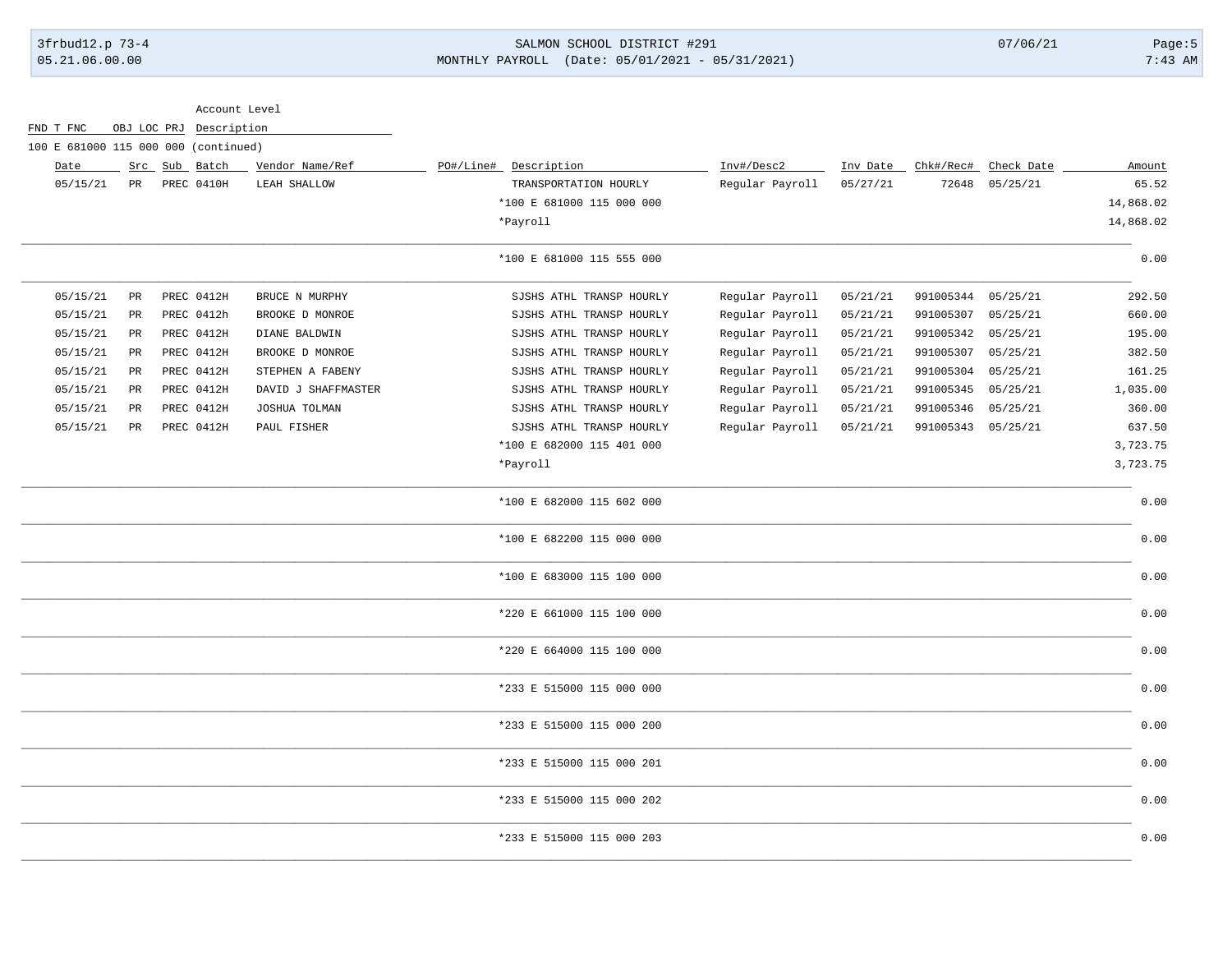| FND T FNC | OBJ LOC PRJ | Account Level Description |
|---|---|---|
| 100 E 681000 | 115 000 000 | (continued) |

| Date | Src | Sub | Batch | Vendor Name/Ref | PO#/Line# | Description | Inv#/Desc2 | Inv Date | Chk#/Rec# | Check Date | Amount |
|---|---|---|---|---|---|---|---|---|---|---|---|
| 05/15/21 | PR | PREC | 0410H | LEAH SHALLOW | | TRANSPORTATION HOURLY | Regular Payroll | 05/27/21 | 72648 | 05/25/21 | 65.52 |
| | | | | | | *100 E 681000 115 000 000 | | | | | 14,868.02 |
| | | | | | | *Payroll | | | | | 14,868.02 |
| | | | | | | *100 E 681000 115 555 000 | | | | | 0.00 |
| 05/15/21 | PR | PREC | 0412H | BRUCE N MURPHY | | SJSHS ATHL TRANSP HOURLY | Regular Payroll | 05/21/21 | 991005344 | 05/25/21 | 292.50 |
| 05/15/21 | PR | PREC | 0412h | BROOKE D MONROE | | SJSHS ATHL TRANSP HOURLY | Regular Payroll | 05/21/21 | 991005307 | 05/25/21 | 660.00 |
| 05/15/21 | PR | PREC | 0412H | DIANE BALDWIN | | SJSHS ATHL TRANSP HOURLY | Regular Payroll | 05/21/21 | 991005342 | 05/25/21 | 195.00 |
| 05/15/21 | PR | PREC | 0412H | BROOKE D MONROE | | SJSHS ATHL TRANSP HOURLY | Regular Payroll | 05/21/21 | 991005307 | 05/25/21 | 382.50 |
| 05/15/21 | PR | PREC | 0412H | STEPHEN A FABENY | | SJSHS ATHL TRANSP HOURLY | Regular Payroll | 05/21/21 | 991005304 | 05/25/21 | 161.25 |
| 05/15/21 | PR | PREC | 0412H | DAVID J SHAFFMASTER | | SJSHS ATHL TRANSP HOURLY | Regular Payroll | 05/21/21 | 991005345 | 05/25/21 | 1,035.00 |
| 05/15/21 | PR | PREC | 0412H | JOSHUA TOLMAN | | SJSHS ATHL TRANSP HOURLY | Regular Payroll | 05/21/21 | 991005346 | 05/25/21 | 360.00 |
| 05/15/21 | PR | PREC | 0412H | PAUL FISHER | | SJSHS ATHL TRANSP HOURLY | Regular Payroll | 05/21/21 | 991005343 | 05/25/21 | 637.50 |
| | | | | | | *100 E 682000 115 401 000 | | | | | 3,723.75 |
| | | | | | | *Payroll | | | | | 3,723.75 |
| | | | | | | *100 E 682000 115 602 000 | | | | | 0.00 |
| | | | | | | *100 E 682200 115 000 000 | | | | | 0.00 |
| | | | | | | *100 E 683000 115 100 000 | | | | | 0.00 |
| | | | | | | *220 E 661000 115 100 000 | | | | | 0.00 |
| | | | | | | *220 E 664000 115 100 000 | | | | | 0.00 |
| | | | | | | *233 E 515000 115 000 000 | | | | | 0.00 |
| | | | | | | *233 E 515000 115 000 200 | | | | | 0.00 |
| | | | | | | *233 E 515000 115 000 201 | | | | | 0.00 |
| | | | | | | *233 E 515000 115 000 202 | | | | | 0.00 |
| | | | | | | *233 E 515000 115 000 203 | | | | | 0.00 |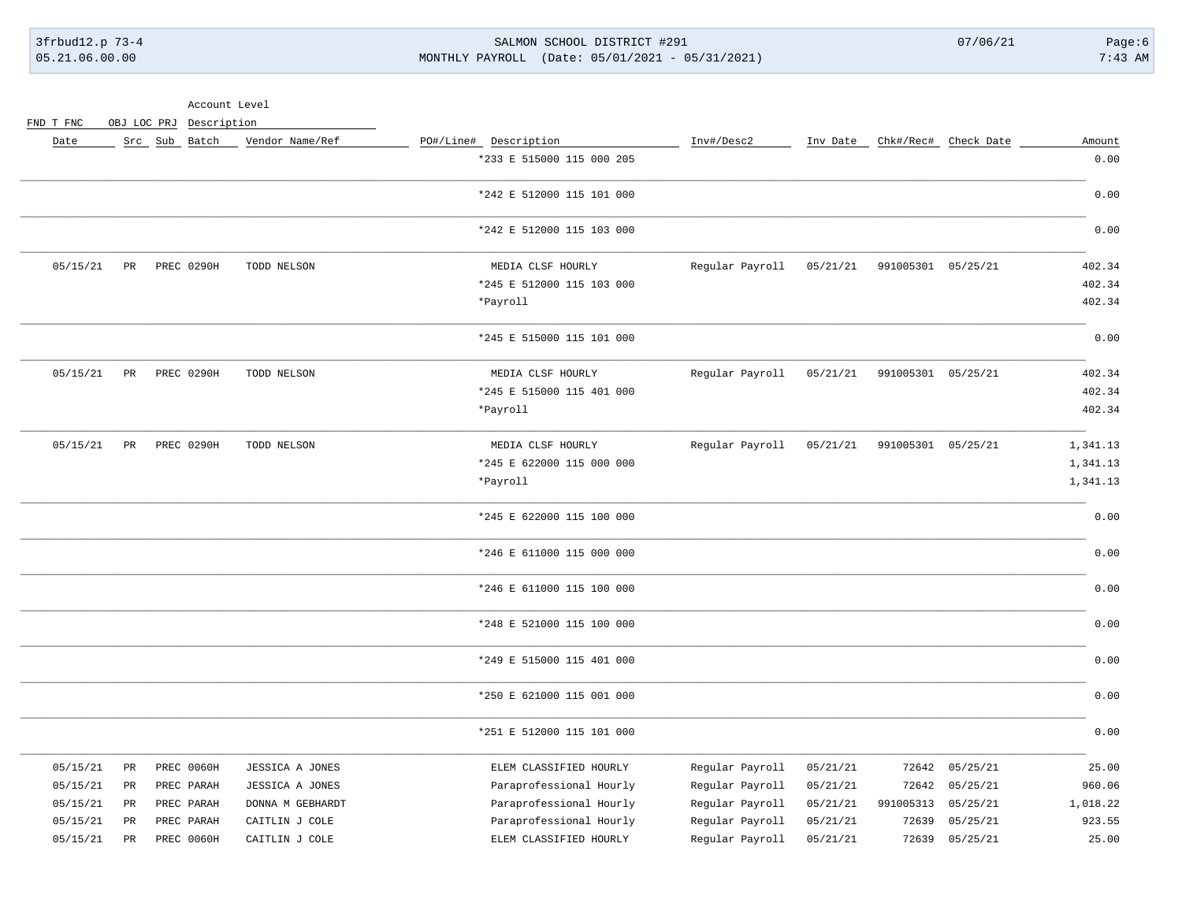| Date | Src | Sub | Batch | Vendor Name/Ref | PO#/Line# | Description | Inv#/Desc2 | Inv Date | Chk#/Rec# | Check Date | Amount |
|---|---|---|---|---|---|---|---|---|---|---|---|
| | | | | | | *233 E 515000 115 000 205 | | | | | 0.00 |
| | | | | | | *242 E 512000 115 101 000 | | | | | 0.00 |
| | | | | | | *242 E 512000 115 103 000 | | | | | 0.00 |
| 05/15/21 | PR | PREC | 0290H | TODD NELSON | | MEDIA CLSF HOURLY | Regular Payroll | 05/21/21 | 991005301 | 05/25/21 | 402.34 |
| | | | | | | *245 E 512000 115 103 000 | | | | | 402.34 |
| | | | | | | *Payroll | | | | | 402.34 |
| | | | | | | *245 E 515000 115 101 000 | | | | | 0.00 |
| 05/15/21 | PR | PREC | 0290H | TODD NELSON | | MEDIA CLSF HOURLY | Regular Payroll | 05/21/21 | 991005301 | 05/25/21 | 402.34 |
| | | | | | | *245 E 515000 115 401 000 | | | | | 402.34 |
| | | | | | | *Payroll | | | | | 402.34 |
| 05/15/21 | PR | PREC | 0290H | TODD NELSON | | MEDIA CLSF HOURLY | Regular Payroll | 05/21/21 | 991005301 | 05/25/21 | 1,341.13 |
| | | | | | | *245 E 622000 115 000 000 | | | | | 1,341.13 |
| | | | | | | *Payroll | | | | | 1,341.13 |
| | | | | | | *245 E 622000 115 100 000 | | | | | 0.00 |
| | | | | | | *246 E 611000 115 000 000 | | | | | 0.00 |
| | | | | | | *246 E 611000 115 100 000 | | | | | 0.00 |
| | | | | | | *248 E 521000 115 100 000 | | | | | 0.00 |
| | | | | | | *249 E 515000 115 401 000 | | | | | 0.00 |
| | | | | | | *250 E 621000 115 001 000 | | | | | 0.00 |
| | | | | | | *251 E 512000 115 101 000 | | | | | 0.00 |
| 05/15/21 | PR | PREC | 0060H | JESSICA A JONES | | ELEM CLASSIFIED HOURLY | Regular Payroll | 05/21/21 | 72642 | 05/25/21 | 25.00 |
| 05/15/21 | PR | PREC | PARAH | JESSICA A JONES | | Paraprofessional Hourly | Regular Payroll | 05/21/21 | 72642 | 05/25/21 | 960.06 |
| 05/15/21 | PR | PREC | PARAH | DONNA M GEBHARDT | | Paraprofessional Hourly | Regular Payroll | 05/21/21 | 991005313 | 05/25/21 | 1,018.22 |
| 05/15/21 | PR | PREC | PARAH | CAITLIN J COLE | | Paraprofessional Hourly | Regular Payroll | 05/21/21 | 72639 | 05/25/21 | 923.55 |
| 05/15/21 | PR | PREC | 0060H | CAITLIN J COLE | | ELEM CLASSIFIED HOURLY | Regular Payroll | 05/21/21 | 72639 | 05/25/21 | 25.00 |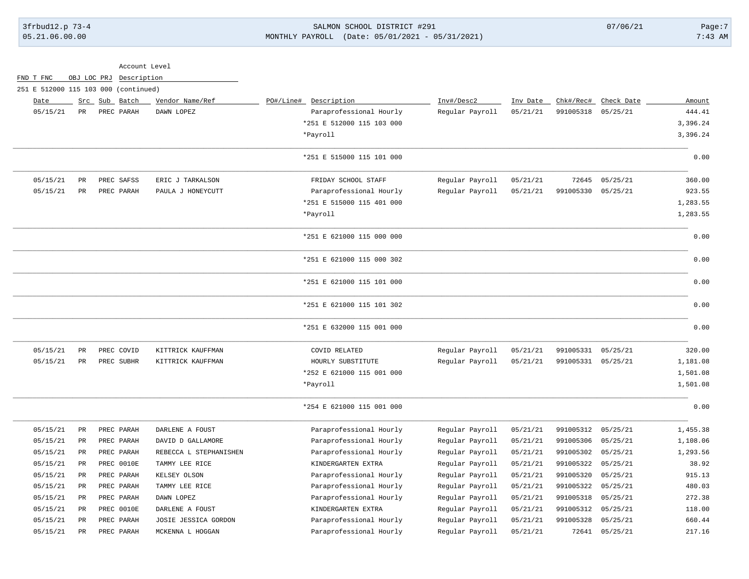Account Level

FND T FNC OBJ LOC PRJ Description

251 E 512000 115 103 000 (continued)

| Date | Src | Sub | Batch | Vendor Name/Ref | PO#/Line# | Description | Inv#/Desc2 | Inv Date | Chk#/Rec# | Check Date | Amount |
|---|---|---|---|---|---|---|---|---|---|---|---|
| 05/15/21 | PR | PREC | PARAH | DAWN LOPEZ | | Paraprofessional Hourly | Regular Payroll | 05/21/21 | 991005318 | 05/25/21 | 444.41 |
| | | | | | | *251 E 512000 115 103 000 | | | | | 3,396.24 |
| | | | | | | *Payroll | | | | | 3,396.24 |
| | | | | | | *251 E 515000 115 101 000 | | | | | 0.00 |
| 05/15/21 | PR | PREC | SAFSS | ERIC J TARKALSON | | FRIDAY SCHOOL STAFF | Regular Payroll | 05/21/21 | 72645 | 05/25/21 | 360.00 |
| 05/15/21 | PR | PREC | PARAH | PAULA J HONEYCUTT | | Paraprofessional Hourly | Regular Payroll | 05/21/21 | 991005330 | 05/25/21 | 923.55 |
| | | | | | | *251 E 515000 115 401 000 | | | | | 1,283.55 |
| | | | | | | *Payroll | | | | | 1,283.55 |
| | | | | | | *251 E 621000 115 000 000 | | | | | 0.00 |
| | | | | | | *251 E 621000 115 000 302 | | | | | 0.00 |
| | | | | | | *251 E 621000 115 101 000 | | | | | 0.00 |
| | | | | | | *251 E 621000 115 101 302 | | | | | 0.00 |
| | | | | | | *251 E 632000 115 001 000 | | | | | 0.00 |
| 05/15/21 | PR | PREC | COVID | KITTRICK KAUFFMAN | | COVID RELATED | Regular Payroll | 05/21/21 | 991005331 | 05/25/21 | 320.00 |
| 05/15/21 | PR | PREC | SUBHR | KITTRICK KAUFFMAN | | HOURLY SUBSTITUTE | Regular Payroll | 05/21/21 | 991005331 | 05/25/21 | 1,181.08 |
| | | | | | | *252 E 621000 115 001 000 | | | | | 1,501.08 |
| | | | | | | *Payroll | | | | | 1,501.08 |
| | | | | | | *254 E 621000 115 001 000 | | | | | 0.00 |
| 05/15/21 | PR | PREC | PARAH | DARLENE A FOUST | | Paraprofessional Hourly | Regular Payroll | 05/21/21 | 991005312 | 05/25/21 | 1,455.38 |
| 05/15/21 | PR | PREC | PARAH | DAVID D GALLAMORE | | Paraprofessional Hourly | Regular Payroll | 05/21/21 | 991005306 | 05/25/21 | 1,108.06 |
| 05/15/21 | PR | PREC | PARAH | REBECCA L STEPHANISHEN | | Paraprofessional Hourly | Regular Payroll | 05/21/21 | 991005302 | 05/25/21 | 1,293.56 |
| 05/15/21 | PR | PREC | 0010E | TAMMY LEE RICE | | KINDERGARTEN EXTRA | Regular Payroll | 05/21/21 | 991005322 | 05/25/21 | 38.92 |
| 05/15/21 | PR | PREC | PARAH | KELSEY OLSON | | Paraprofessional Hourly | Regular Payroll | 05/21/21 | 991005320 | 05/25/21 | 915.13 |
| 05/15/21 | PR | PREC | PARAH | TAMMY LEE RICE | | Paraprofessional Hourly | Regular Payroll | 05/21/21 | 991005322 | 05/25/21 | 480.03 |
| 05/15/21 | PR | PREC | PARAH | DAWN LOPEZ | | Paraprofessional Hourly | Regular Payroll | 05/21/21 | 991005318 | 05/25/21 | 272.38 |
| 05/15/21 | PR | PREC | 0010E | DARLENE A FOUST | | KINDERGARTEN EXTRA | Regular Payroll | 05/21/21 | 991005312 | 05/25/21 | 118.00 |
| 05/15/21 | PR | PREC | PARAH | JOSIE JESSICA GORDON | | Paraprofessional Hourly | Regular Payroll | 05/21/21 | 991005328 | 05/25/21 | 660.44 |
| 05/15/21 | PR | PREC | PARAH | MCKENNA L HOGGAN | | Paraprofessional Hourly | Regular Payroll | 05/21/21 | 72641 | 05/25/21 | 217.16 |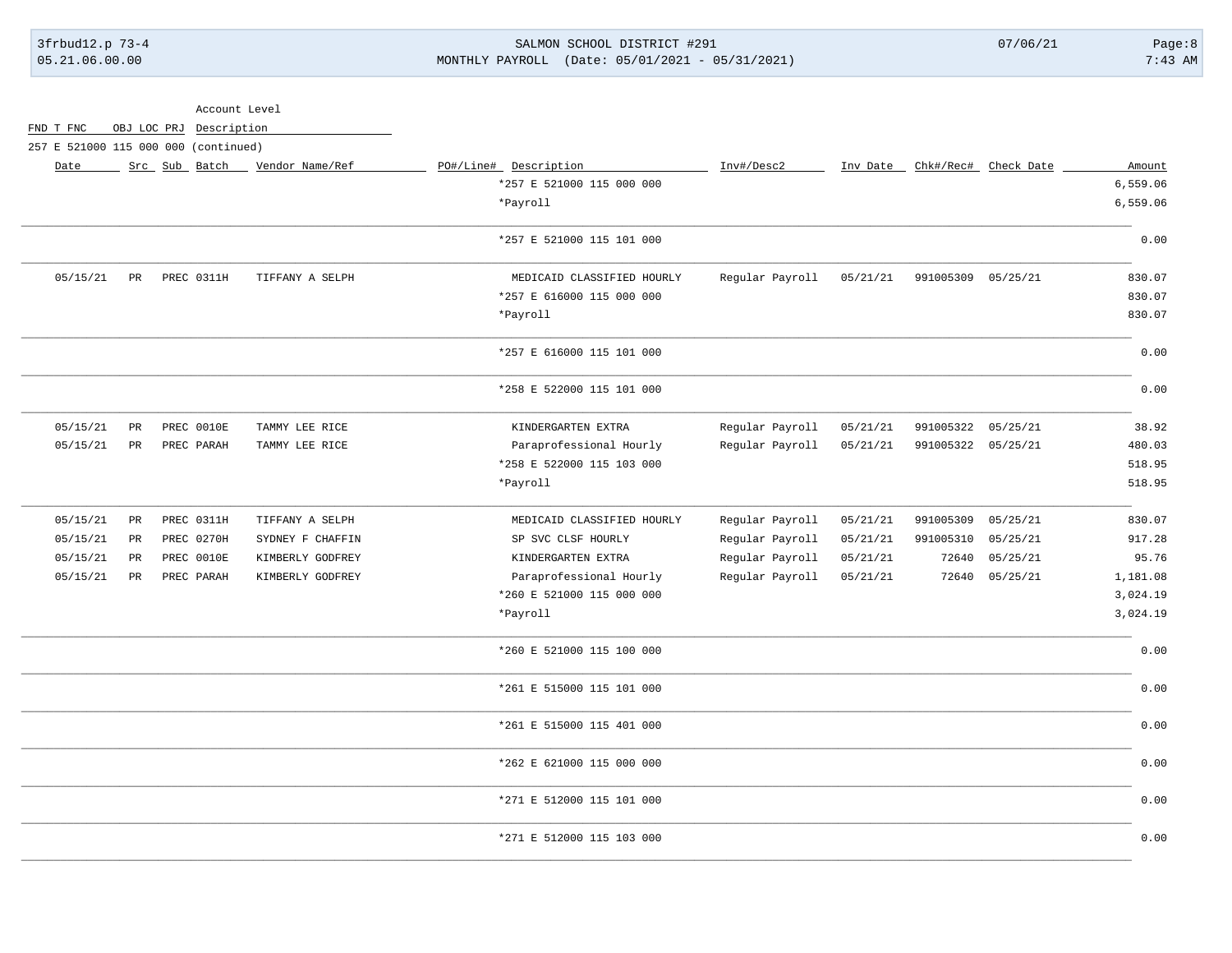Account Level

FND T FNC OBJ LOC PRJ Description

257 E 521000 115 000 000 (continued)

| Date | Src | Sub | Batch | Vendor Name/Ref | PO#/Line# | Description | Inv#/Desc2 | Inv Date | Chk#/Rec# | Check Date | Amount |
|---|---|---|---|---|---|---|---|---|---|---|---|
| | | | | | | *257 E 521000 115 000 000 | | | | | 6,559.06 |
| | | | | | | *Payroll | | | | | 6,559.06 |
| | | | | | | *257 E 521000 115 101 000 | | | | | 0.00 |
| 05/15/21 | PR | PREC | 0311H | TIFFANY A SELPH | | MEDICAID CLASSIFIED HOURLY | Regular Payroll | 05/21/21 | 991005309 | 05/25/21 | 830.07 |
| | | | | | | *257 E 616000 115 000 000 | | | | | 830.07 |
| | | | | | | *Payroll | | | | | 830.07 |
| | | | | | | *257 E 616000 115 101 000 | | | | | 0.00 |
| | | | | | | *258 E 522000 115 101 000 | | | | | 0.00 |
| 05/15/21 | PR | PREC | 0010E | TAMMY LEE RICE | | KINDERGARTEN EXTRA | Regular Payroll | 05/21/21 | 991005322 | 05/25/21 | 38.92 |
| 05/15/21 | PR | PREC | PARAH | TAMMY LEE RICE | | Paraprofessional Hourly | Regular Payroll | 05/21/21 | 991005322 | 05/25/21 | 480.03 |
| | | | | | | *258 E 522000 115 103 000 | | | | | 518.95 |
| | | | | | | *Payroll | | | | | 518.95 |
| 05/15/21 | PR | PREC | 0311H | TIFFANY A SELPH | | MEDICAID CLASSIFIED HOURLY | Regular Payroll | 05/21/21 | 991005309 | 05/25/21 | 830.07 |
| 05/15/21 | PR | PREC | 0270H | SYDNEY F CHAFFIN | | SP SVC CLSF HOURLY | Regular Payroll | 05/21/21 | 991005310 | 05/25/21 | 917.28 |
| 05/15/21 | PR | PREC | 0010E | KIMBERLY GODFREY | | KINDERGARTEN EXTRA | Regular Payroll | 05/21/21 | 72640 | 05/25/21 | 95.76 |
| 05/15/21 | PR | PREC | PARAH | KIMBERLY GODFREY | | Paraprofessional Hourly | Regular Payroll | 05/21/21 | 72640 | 05/25/21 | 1,181.08 |
| | | | | | | *260 E 521000 115 000 000 | | | | | 3,024.19 |
| | | | | | | *Payroll | | | | | 3,024.19 |
| | | | | | | *260 E 521000 115 100 000 | | | | | 0.00 |
| | | | | | | *261 E 515000 115 101 000 | | | | | 0.00 |
| | | | | | | *261 E 515000 115 401 000 | | | | | 0.00 |
| | | | | | | *262 E 621000 115 000 000 | | | | | 0.00 |
| | | | | | | *271 E 512000 115 101 000 | | | | | 0.00 |
| | | | | | | *271 E 512000 115 103 000 | | | | | 0.00 |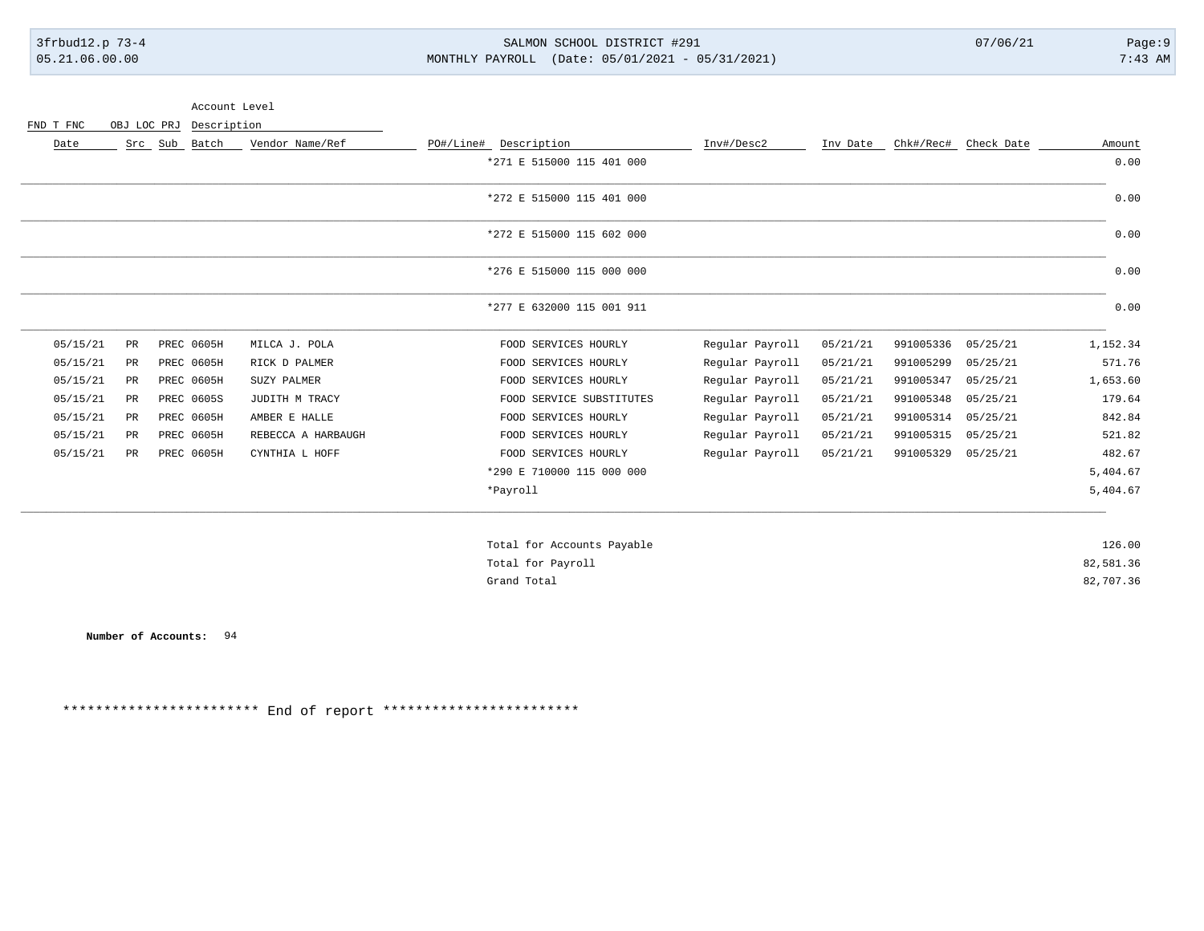| FND T FNC OBJ LOC PRJ / Date | Src | Sub | Batch | Account Level Description / Vendor Name/Ref | PO#/Line# | Description | Inv#/Desc2 | Inv Date | Chk#/Rec# | Check Date | Amount |
|---|---|---|---|---|---|---|---|---|---|---|---|
| | | | | | | *271 E 515000 115 401 000 | | | | | 0.00 |
| | | | | | | *272 E 515000 115 401 000 | | | | | 0.00 |
| | | | | | | *272 E 515000 115 602 000 | | | | | 0.00 |
| | | | | | | *276 E 515000 115 000 000 | | | | | 0.00 |
| | | | | | | *277 E 632000 115 001 911 | | | | | 0.00 |
| 05/15/21 | PR | PREC | 0605H | MILCA J. POLA | | FOOD SERVICES HOURLY | Regular Payroll | 05/21/21 | 991005336 | 05/25/21 | 1,152.34 |
| 05/15/21 | PR | PREC | 0605H | RICK D PALMER | | FOOD SERVICES HOURLY | Regular Payroll | 05/21/21 | 991005299 | 05/25/21 | 571.76 |
| 05/15/21 | PR | PREC | 0605H | SUZY PALMER | | FOOD SERVICES HOURLY | Regular Payroll | 05/21/21 | 991005347 | 05/25/21 | 1,653.60 |
| 05/15/21 | PR | PREC | 0605S | JUDITH M TRACY | | FOOD SERVICE SUBSTITUTES | Regular Payroll | 05/21/21 | 991005348 | 05/25/21 | 179.64 |
| 05/15/21 | PR | PREC | 0605H | AMBER E HALLE | | FOOD SERVICES HOURLY | Regular Payroll | 05/21/21 | 991005314 | 05/25/21 | 842.84 |
| 05/15/21 | PR | PREC | 0605H | REBECCA A HARBAUGH | | FOOD SERVICES HOURLY | Regular Payroll | 05/21/21 | 991005315 | 05/25/21 | 521.82 |
| 05/15/21 | PR | PREC | 0605H | CYNTHIA L HOFF | | FOOD SERVICES HOURLY | Regular Payroll | 05/21/21 | 991005329 | 05/25/21 | 482.67 |
| | | | | | | *290 E 710000 115 000 000 | | | | | 5,404.67 |
| | | | | | | *Payroll | | | | | 5,404.67 |

| | |
|---|---|
| Total for Accounts Payable | 126.00 |
| Total for Payroll | 82,581.36 |
| Grand Total | 82,707.36 |

**Number of Accounts:** 94

************************ End of report ************************